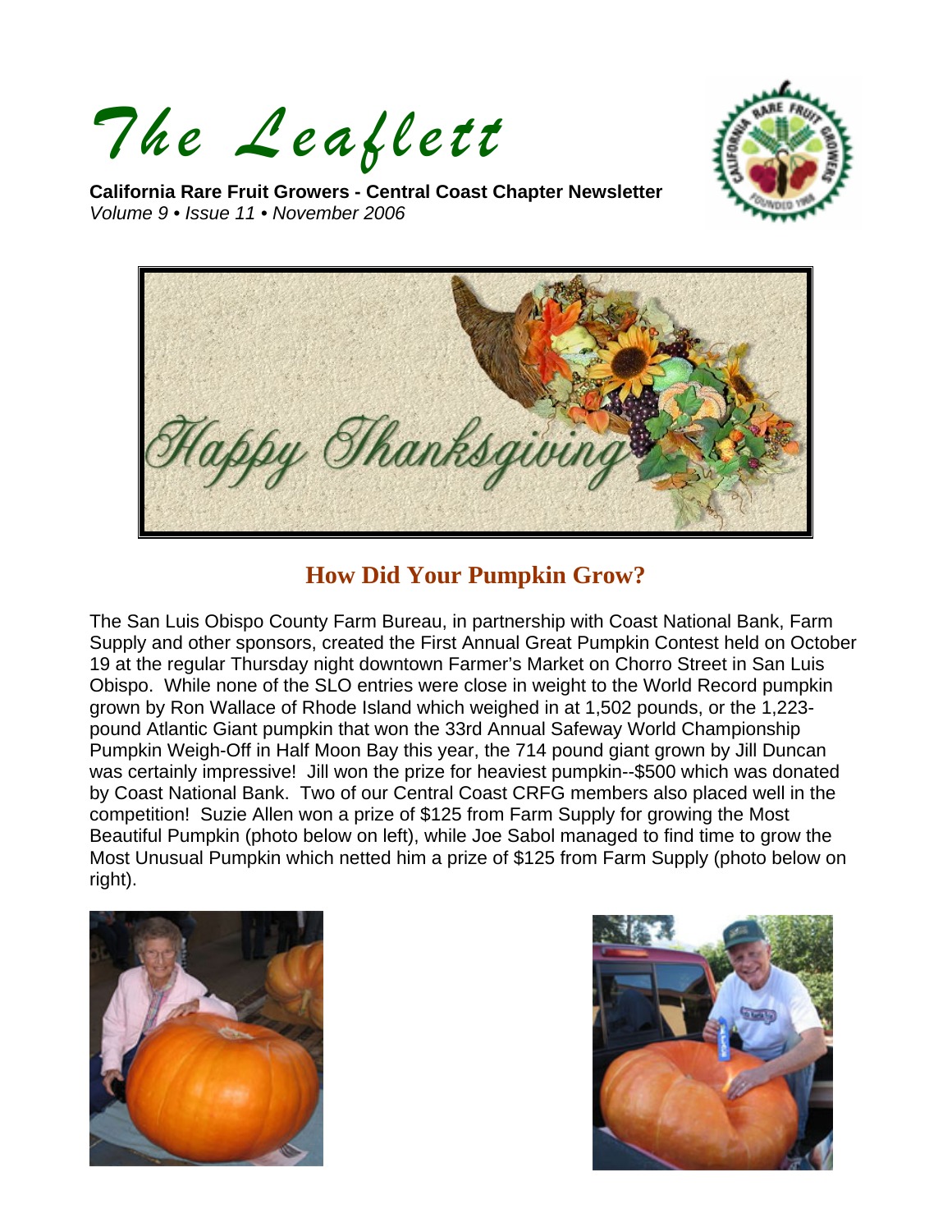# *The Leaflett*

**California Rare Fruit Growers - Central Coast Chapter Newsletter**
*Volume 9 • Issue 11 • November 2006*

Happy Thanksgiving

## How Did Your Pumpkin Grow?

The San Luis Obispo County Farm Bureau, in partnership with Coast National Bank, Farm Supply and other sponsors, created the First Annual Great Pumpkin Contest held on October 19 at the regular Thursday night downtown Farmer's Market on Chorro Street in San Luis Obispo. While none of the SLO entries were close in weight to the World Record pumpkin grown by Ron Wallace of Rhode Island which weighed in at 1,502 pounds, or the 1,223-pound Atlantic Giant pumpkin that won the 33rd Annual Safeway World Championship Pumpkin Weigh-Off in Half Moon Bay this year, the 714 pound giant grown by Jill Duncan was certainly impressive! Jill won the prize for heaviest pumpkin--$500 which was donated by Coast National Bank. Two of our Central Coast CRFG members also placed well in the competition! Suzie Allen won a prize of $125 from Farm Supply for growing the Most Beautiful Pumpkin (photo below on left), while Joe Sabol managed to find time to grow the Most Unusual Pumpkin which netted him a prize of $125 from Farm Supply (photo below on right).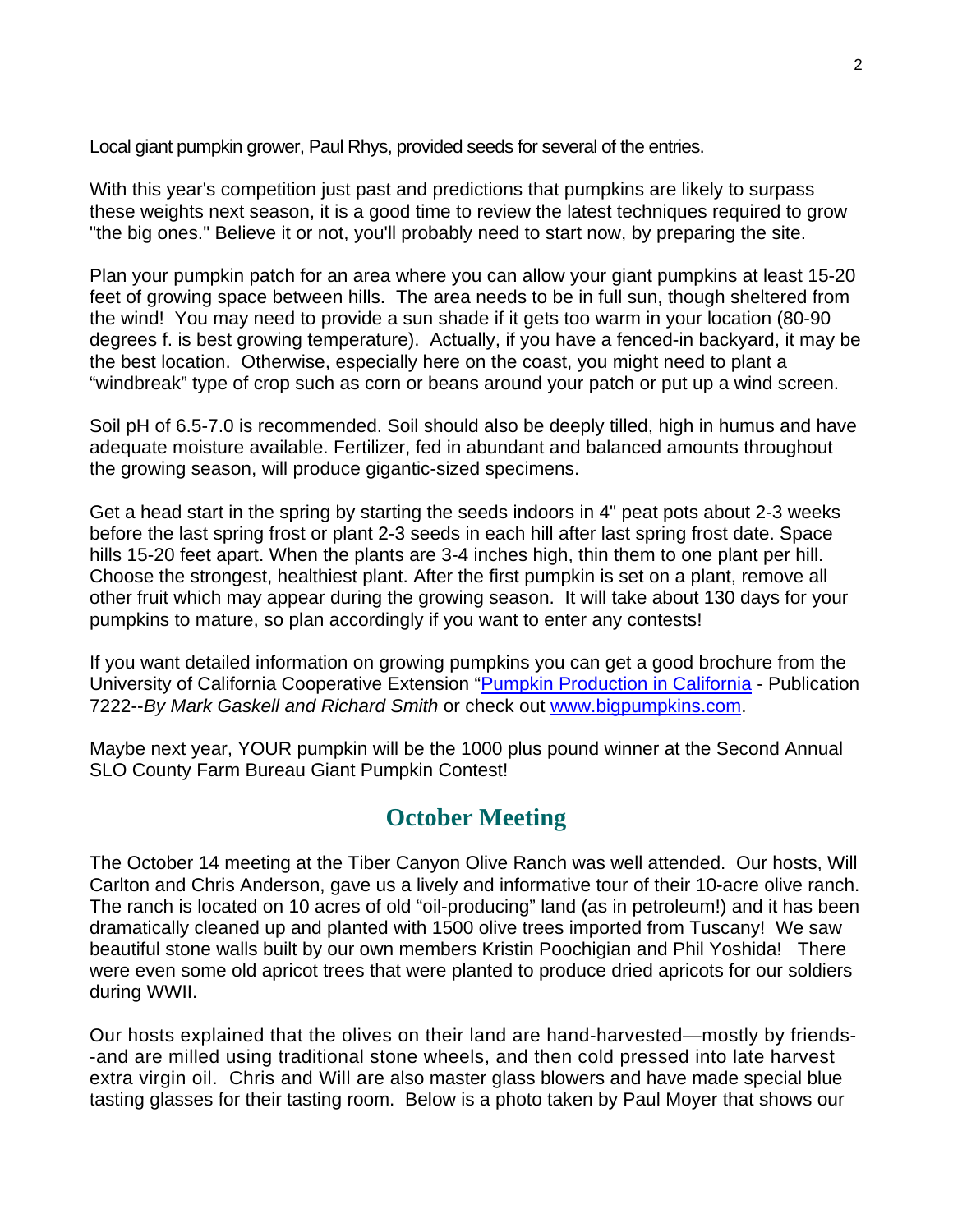Local giant pumpkin grower, Paul Rhys, provided seeds for several of the entries.

With this year's competition just past and predictions that pumpkins are likely to surpass these weights next season, it is a good time to review the latest techniques required to grow "the big ones." Believe it or not, you'll probably need to start now, by preparing the site.

Plan your pumpkin patch for an area where you can allow your giant pumpkins at least 15-20 feet of growing space between hills. The area needs to be in full sun, though sheltered from the wind! You may need to provide a sun shade if it gets too warm in your location (80-90 degrees f. is best growing temperature). Actually, if you have a fenced-in backyard, it may be the best location. Otherwise, especially here on the coast, you might need to plant a "windbreak" type of crop such as corn or beans around your patch or put up a wind screen.

Soil pH of 6.5-7.0 is recommended. Soil should also be deeply tilled, high in humus and have adequate moisture available. Fertilizer, fed in abundant and balanced amounts throughout the growing season, will produce gigantic-sized specimens.

Get a head start in the spring by starting the seeds indoors in 4" peat pots about 2-3 weeks before the last spring frost or plant 2-3 seeds in each hill after last spring frost date. Space hills 15-20 feet apart. When the plants are 3-4 inches high, thin them to one plant per hill. Choose the strongest, healthiest plant. After the first pumpkin is set on a plant, remove all other fruit which may appear during the growing season. It will take about 130 days for your pumpkins to mature, so plan accordingly if you want to enter any contests!

If you want detailed information on growing pumpkins you can get a good brochure from the University of California Cooperative Extension "Pumpkin Production in California - Publication 7222--*By Mark Gaskell and Richard Smith* or check out www.bigpumpkins.com.

Maybe next year, YOUR pumpkin will be the 1000 plus pound winner at the Second Annual SLO County Farm Bureau Giant Pumpkin Contest!

## October Meeting

The October 14 meeting at the Tiber Canyon Olive Ranch was well attended. Our hosts, Will Carlton and Chris Anderson, gave us a lively and informative tour of their 10-acre olive ranch. The ranch is located on 10 acres of old "oil-producing" land (as in petroleum!) and it has been dramatically cleaned up and planted with 1500 olive trees imported from Tuscany! We saw beautiful stone walls built by our own members Kristin Poochigian and Phil Yoshida! There were even some old apricot trees that were planted to produce dried apricots for our soldiers during WWII.

Our hosts explained that the olives on their land are hand-harvested—mostly by friends--and are milled using traditional stone wheels, and then cold pressed into late harvest extra virgin oil. Chris and Will are also master glass blowers and have made special blue tasting glasses for their tasting room. Below is a photo taken by Paul Moyer that shows our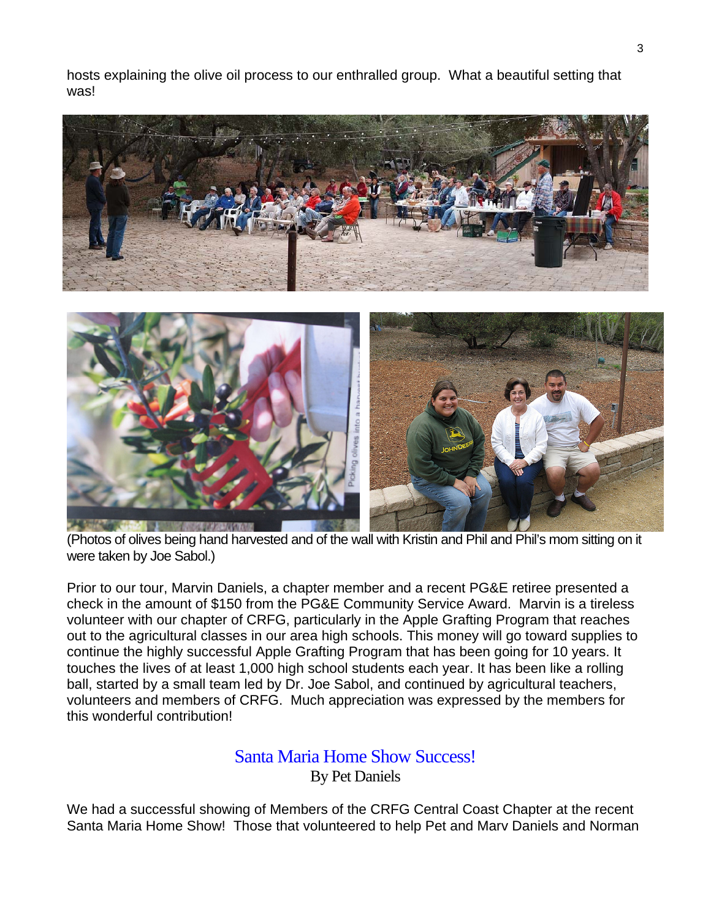hosts explaining the olive oil process to our enthralled group. What a beautiful setting that was!

(Photos of olives being hand harvested and of the wall with Kristin and Phil and Phil's mom sitting on it were taken by Joe Sabol.)

Prior to our tour, Marvin Daniels, a chapter member and a recent PG&E retiree presented a check in the amount of $150 from the PG&E Community Service Award. Marvin is a tireless volunteer with our chapter of CRFG, particularly in the Apple Grafting Program that reaches out to the agricultural classes in our area high schools. This money will go toward supplies to continue the highly successful Apple Grafting Program that has been going for 10 years. It touches the lives of at least 1,000 high school students each year. It has been like a rolling ball, started by a small team led by Dr. Joe Sabol, and continued by agricultural teachers, volunteers and members of CRFG. Much appreciation was expressed by the members for this wonderful contribution!

## Santa Maria Home Show Success!

By Pet Daniels

We had a successful showing of Members of the CRFG Central Coast Chapter at the recent Santa Maria Home Show! Those that volunteered to help Pet and Marv Daniels and Norman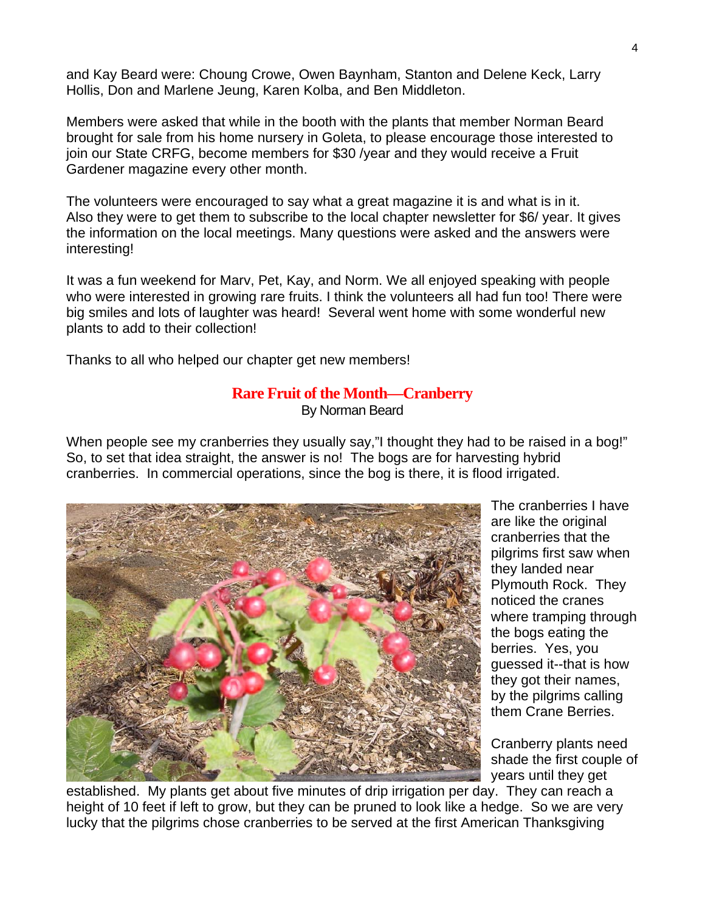and Kay Beard were: Choung Crowe, Owen Baynham, Stanton and Delene Keck, Larry Hollis, Don and Marlene Jeung, Karen Kolba, and Ben Middleton.

Members were asked that while in the booth with the plants that member Norman Beard brought for sale from his home nursery in Goleta, to please encourage those interested to join our State CRFG, become members for $30 /year and they would receive a Fruit Gardener magazine every other month.

The volunteers were encouraged to say what a great magazine it is and what is in it. Also they were to get them to subscribe to the local chapter newsletter for $6/ year. It gives the information on the local meetings. Many questions were asked and the answers were interesting!

It was a fun weekend for Marv, Pet, Kay, and Norm. We all enjoyed speaking with people who were interested in growing rare fruits. I think the volunteers all had fun too! There were big smiles and lots of laughter was heard! Several went home with some wonderful new plants to add to their collection!

Thanks to all who helped our chapter get new members!

## Rare Fruit of the Month—Cranberry

By Norman Beard

When people see my cranberries they usually say,"I thought they had to be raised in a bog!" So, to set that idea straight, the answer is no! The bogs are for harvesting hybrid cranberries. In commercial operations, since the bog is there, it is flood irrigated.

The cranberries I have are like the original cranberries that the pilgrims first saw when they landed near Plymouth Rock. They noticed the cranes where tramping through the bogs eating the berries. Yes, you guessed it--that is how they got their names, by the pilgrims calling them Crane Berries.

Cranberry plants need shade the first couple of years until they get established. My plants get about five minutes of drip irrigation per day. They can reach a height of 10 feet if left to grow, but they can be pruned to look like a hedge. So we are very lucky that the pilgrims chose cranberries to be served at the first American Thanksgiving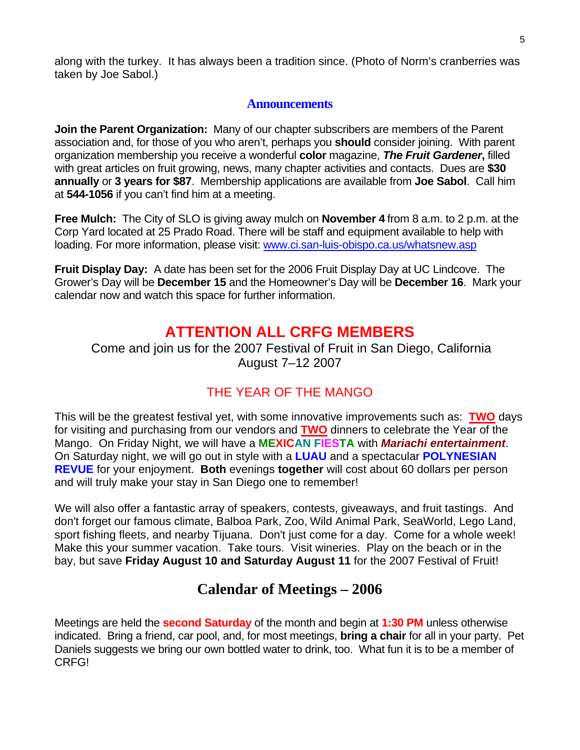along with the turkey. It has always been a tradition since. (Photo of Norm's cranberries was taken by Joe Sabol.)

## Announcements

**Join the Parent Organization:** Many of our chapter subscribers are members of the Parent association and, for those of you who aren't, perhaps you **should** consider joining. With parent organization membership you receive a wonderful **color** magazine, ***The Fruit Gardener*,** filled with great articles on fruit growing, news, many chapter activities and contacts. Dues are **$30 annually** or **3 years for $87**. Membership applications are available from **Joe Sabol**. Call him at **544-1056** if you can't find him at a meeting.

**Free Mulch:** The City of SLO is giving away mulch on **November 4** from 8 a.m. to 2 p.m. at the Corp Yard located at 25 Prado Road. There will be staff and equipment available to help with loading. For more information, please visit: www.ci.san-luis-obispo.ca.us/whatsnew.asp

**Fruit Display Day:** A date has been set for the 2006 Fruit Display Day at UC Lindcove. The Grower's Day will be **December 15** and the Homeowner's Day will be **December 16**. Mark your calendar now and watch this space for further information.

## ATTENTION ALL CRFG MEMBERS

Come and join us for the 2007 Festival of Fruit in San Diego, California
August 7–12 2007

### THE YEAR OF THE MANGO

This will be the greatest festival yet, with some innovative improvements such as: **TWO** days for visiting and purchasing from our vendors and **TWO** dinners to celebrate the Year of the Mango. On Friday Night, we will have a **MEXICAN FIESTA** with ***Mariachi entertainment***. On Saturday night, we will go out in style with a **LUAU** and a spectacular **POLYNESIAN REVUE** for your enjoyment. **Both** evenings **together** will cost about 60 dollars per person and will truly make your stay in San Diego one to remember!

We will also offer a fantastic array of speakers, contests, giveaways, and fruit tastings. And don't forget our famous climate, Balboa Park, Zoo, Wild Animal Park, SeaWorld, Lego Land, sport fishing fleets, and nearby Tijuana. Don't just come for a day. Come for a whole week! Make this your summer vacation. Take tours. Visit wineries. Play on the beach or in the bay, but save **Friday August 10 and Saturday August 11** for the 2007 Festival of Fruit!

## Calendar of Meetings – 2006

Meetings are held the **second Saturday** of the month and begin at **1:30 PM** unless otherwise indicated. Bring a friend, car pool, and, for most meetings, **bring a chair** for all in your party. Pet Daniels suggests we bring our own bottled water to drink, too. What fun it is to be a member of CRFG!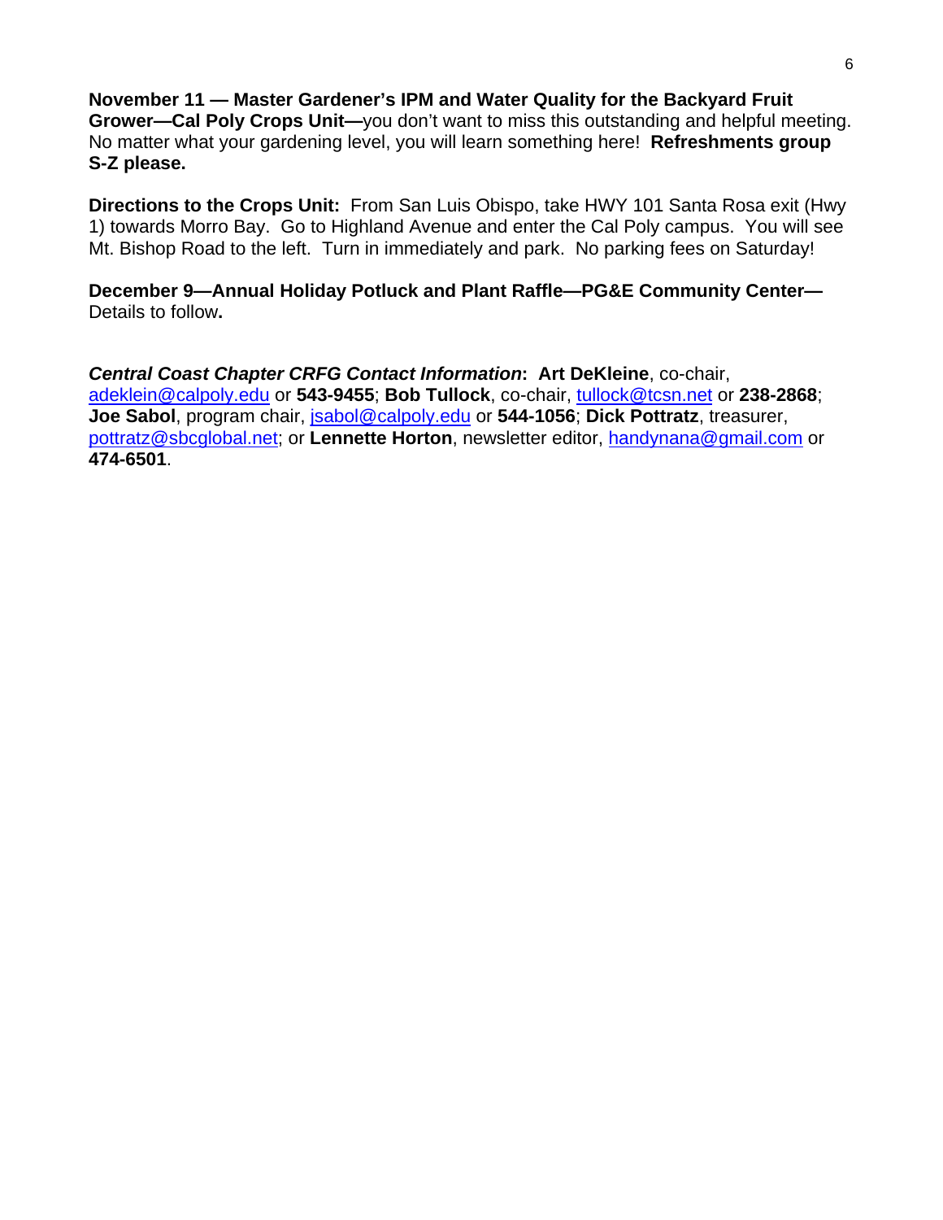**November 11 — Master Gardener's IPM and Water Quality for the Backyard Fruit Grower—Cal Poly Crops Unit—**you don't want to miss this outstanding and helpful meeting. No matter what your gardening level, you will learn something here! **Refreshments group S-Z please.**

**Directions to the Crops Unit:** From San Luis Obispo, take HWY 101 Santa Rosa exit (Hwy 1) towards Morro Bay. Go to Highland Avenue and enter the Cal Poly campus. You will see Mt. Bishop Road to the left. Turn in immediately and park. No parking fees on Saturday!

**December 9—Annual Holiday Potluck and Plant Raffle—PG&E Community Center—** Details to follow**.**

***Central Coast Chapter CRFG Contact Information*****:** **Art DeKleine**, co-chair, adeklein@calpoly.edu or **543-9455**; **Bob Tullock**, co-chair, tullock@tcsn.net or **238-2868**; **Joe Sabol**, program chair, jsabol@calpoly.edu or **544-1056**; **Dick Pottratz**, treasurer, pottratz@sbcglobal.net; or **Lennette Horton**, newsletter editor, handynana@gmail.com or **474-6501**.